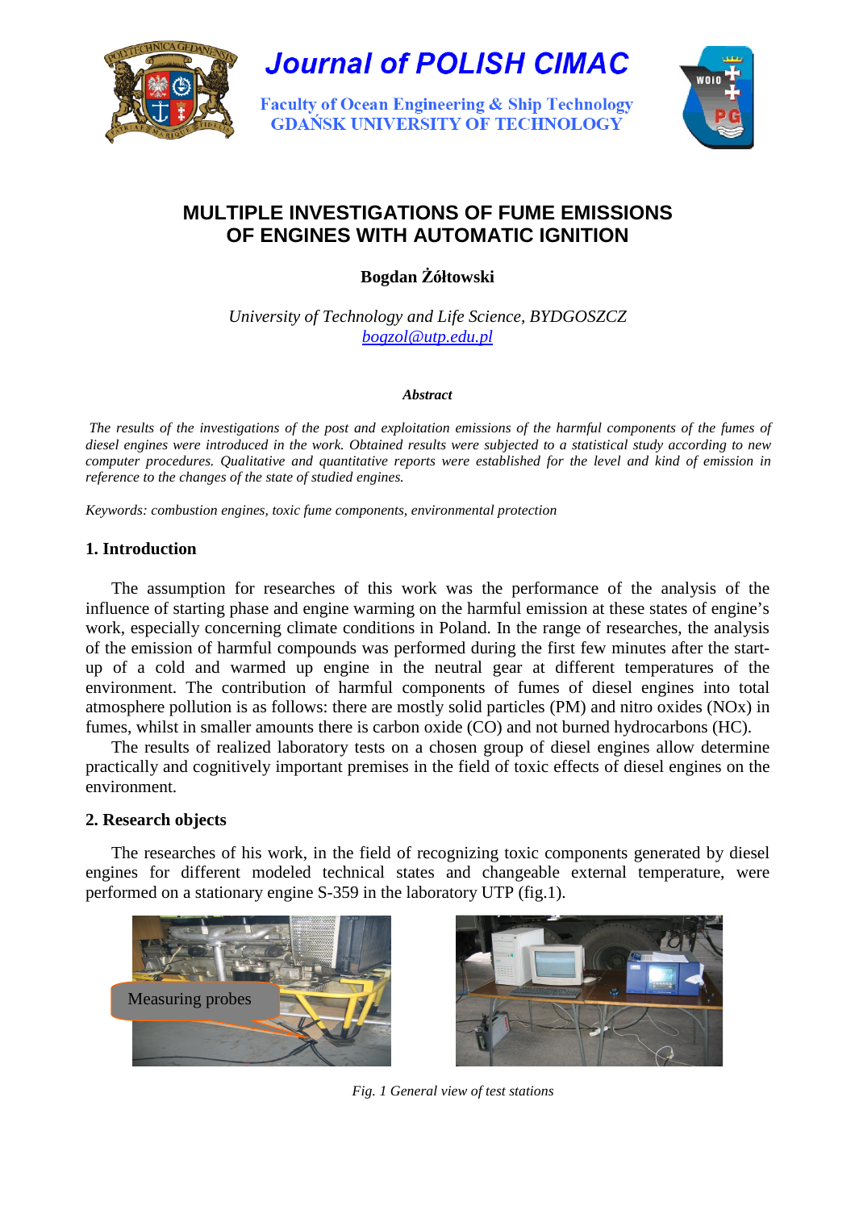Journal of POLISH CIMAC

Faculty of Ocean Engineering & Ship Technology
GDAŃSK UNIVERSITY OF TECHNOLOGY

# MULTIPLE INVESTIGATIONS OF FUME EMISSIONS OF ENGINES WITH AUTOMATIC IGNITION

**Bogdan Żółtowski**

*University of Technology and Life Science, BYDGOSZCZ*
*bogzol@utp.edu.pl*

***Abstract***

*The results of the investigations of the post and exploitation emissions of the harmful components of the fumes of diesel engines were introduced in the work. Obtained results were subjected to a statistical study according to new computer procedures. Qualitative and quantitative reports were established for the level and kind of emission in reference to the changes of the state of studied engines.*

*Keywords: combustion engines, toxic fume components, environmental protection*

## 1. Introduction

The assumption for researches of this work was the performance of the analysis of the influence of starting phase and engine warming on the harmful emission at these states of engine's work, especially concerning climate conditions in Poland. In the range of researches, the analysis of the emission of harmful compounds was performed during the first few minutes after the start-up of a cold and warmed up engine in the neutral gear at different temperatures of the environment. The contribution of harmful components of fumes of diesel engines into total atmosphere pollution is as follows: there are mostly solid particles (PM) and nitro oxides (NOx) in fumes, whilst in smaller amounts there is carbon oxide (CO) and not burned hydrocarbons (HC).

The results of realized laboratory tests on a chosen group of diesel engines allow determine practically and cognitively important premises in the field of toxic effects of diesel engines on the environment.

## 2. Research objects

The researches of his work, in the field of recognizing toxic components generated by diesel engines for different modeled technical states and changeable external temperature, were performed on a stationary engine S-359 in the laboratory UTP (fig.1).

Measuring probes

*Fig. 1 General view of test stations*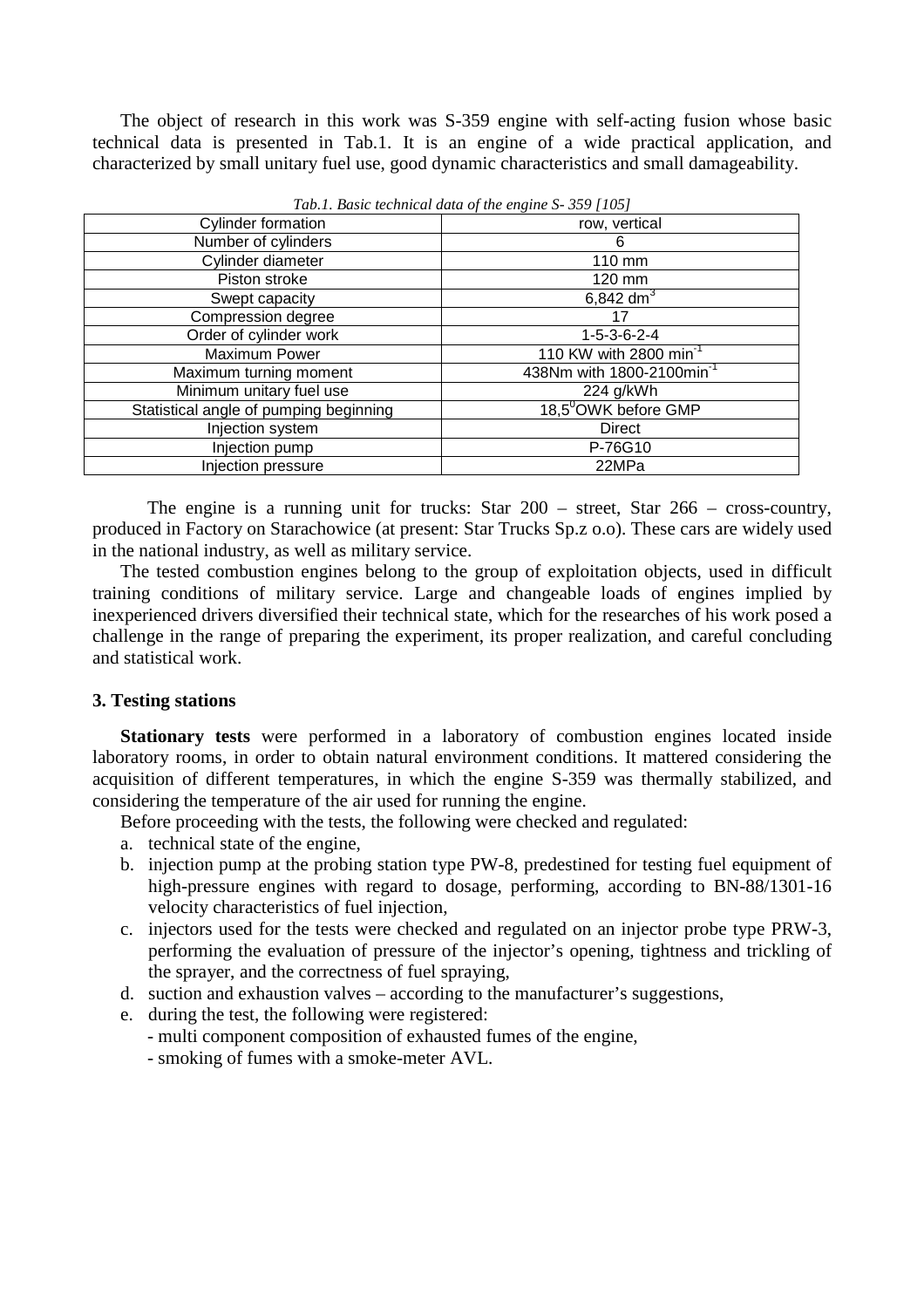The object of research in this work was S-359 engine with self-acting fusion whose basic technical data is presented in Tab.1. It is an engine of a wide practical application, and characterized by small unitary fuel use, good dynamic characteristics and small damageability.

*Tab.1. Basic technical data of the engine S- 359 [105]*

| Cylinder formation | row, vertical |
|---|---|
| Number of cylinders | 6 |
| Cylinder diameter | 110 mm |
| Piston stroke | 120 mm |
| Swept capacity | 6,842 $dm^3$ |
| Compression degree | 17 |
| Order of cylinder work | 1-5-3-6-2-4 |
| Maximum Power | 110 KW with 2800 $min^{-1}$ |
| Maximum turning moment | 438Nm with 1800-2100$min^{-1}$ |
| Minimum unitary fuel use | 224 g/kWh |
| Statistical angle of pumping beginning | 18,5$^0$OWK before GMP |
| Injection system | Direct |
| Injection pump | P-76G10 |
| Injection pressure | 22MPa |

The engine is a running unit for trucks: Star 200 – street, Star 266 – cross-country, produced in Factory on Starachowice (at present: Star Trucks Sp.z o.o). These cars are widely used in the national industry, as well as military service.

The tested combustion engines belong to the group of exploitation objects, used in difficult training conditions of military service. Large and changeable loads of engines implied by inexperienced drivers diversified their technical state, which for the researches of his work posed a challenge in the range of preparing the experiment, its proper realization, and careful concluding and statistical work.

### 3. Testing stations

**Stationary tests** were performed in a laboratory of combustion engines located inside laboratory rooms, in order to obtain natural environment conditions. It mattered considering the acquisition of different temperatures, in which the engine S-359 was thermally stabilized, and considering the temperature of the air used for running the engine.

Before proceeding with the tests, the following were checked and regulated:

a. technical state of the engine,
b. injection pump at the probing station type PW-8, predestined for testing fuel equipment of high-pressure engines with regard to dosage, performing, according to BN-88/1301-16 velocity characteristics of fuel injection,
c. injectors used for the tests were checked and regulated on an injector probe type PRW-3, performing the evaluation of pressure of the injector's opening, tightness and trickling of the sprayer, and the correctness of fuel spraying,
d. suction and exhaustion valves – according to the manufacturer's suggestions,
e. during the test, the following were registered:
   - multi component composition of exhausted fumes of the engine,
   - smoking of fumes with a smoke-meter AVL.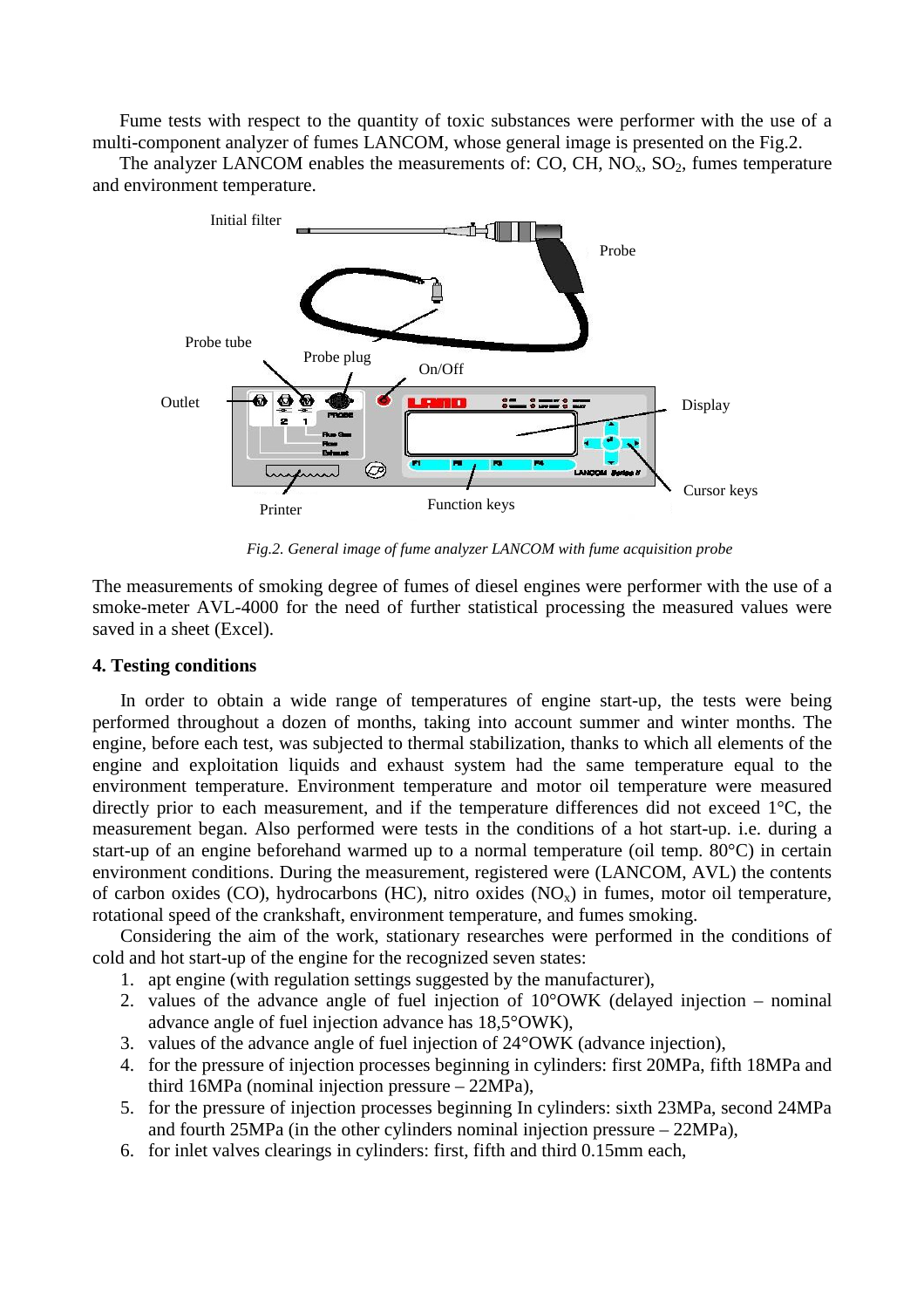Fume tests with respect to the quantity of toxic substances were performer with the use of a multi-component analyzer of fumes LANCOM, whose general image is presented on the Fig.2.

The analyzer LANCOM enables the measurements of: CO, CH, $NO_x$, $SO_2$, fumes temperature and environment temperature.

*Fig.2. General image of fume analyzer LANCOM with fume acquisition probe*

The measurements of smoking degree of fumes of diesel engines were performer with the use of a smoke-meter AVL-4000 for the need of further statistical processing the measured values were saved in a sheet (Excel).

**4. Testing conditions**

In order to obtain a wide range of temperatures of engine start-up, the tests were being performed throughout a dozen of months, taking into account summer and winter months. The engine, before each test, was subjected to thermal stabilization, thanks to which all elements of the engine and exploitation liquids and exhaust system had the same temperature equal to the environment temperature. Environment temperature and motor oil temperature were measured directly prior to each measurement, and if the temperature differences did not exceed 1°C, the measurement began. Also performed were tests in the conditions of a hot start-up. i.e. during a start-up of an engine beforehand warmed up to a normal temperature (oil temp. 80°C) in certain environment conditions. During the measurement, registered were (LANCOM, AVL) the contents of carbon oxides (CO), hydrocarbons (HC), nitro oxides ($NO_x$) in fumes, motor oil temperature, rotational speed of the crankshaft, environment temperature, and fumes smoking.

Considering the aim of the work, stationary researches were performed in the conditions of cold and hot start-up of the engine for the recognized seven states:

1. apt engine (with regulation settings suggested by the manufacturer),
2. values of the advance angle of fuel injection of 10°OWK (delayed injection – nominal advance angle of fuel injection advance has 18,5°OWK),
3. values of the advance angle of fuel injection of 24°OWK (advance injection),
4. for the pressure of injection processes beginning in cylinders: first 20MPa, fifth 18MPa and third 16MPa (nominal injection pressure – 22MPa),
5. for the pressure of injection processes beginning In cylinders: sixth 23MPa, second 24MPa and fourth 25MPa (in the other cylinders nominal injection pressure – 22MPa),
6. for inlet valves clearings in cylinders: first, fifth and third 0.15mm each,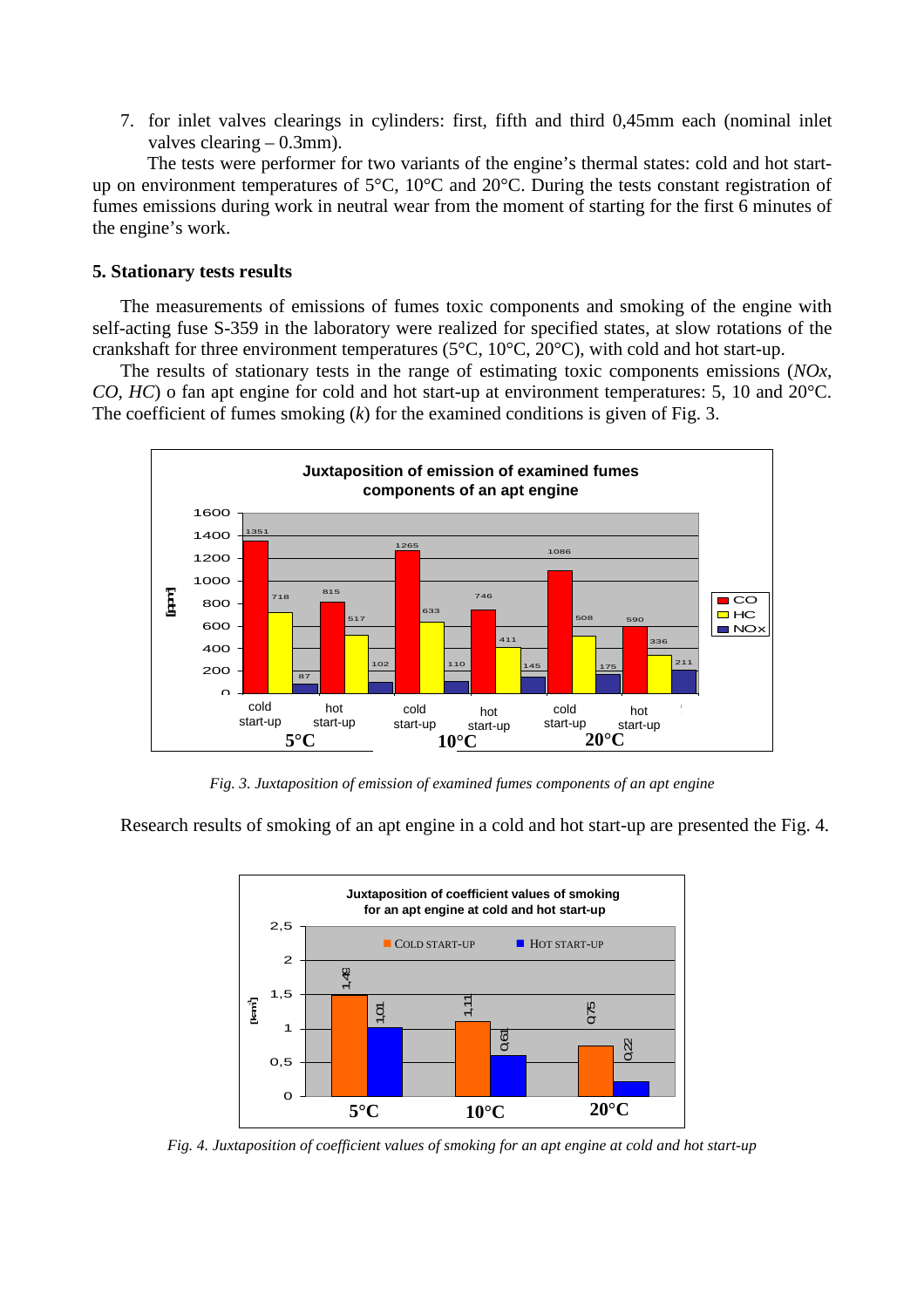7. for inlet valves clearings in cylinders: first, fifth and third 0,45mm each (nominal inlet valves clearing – 0.3mm).

The tests were performer for two variants of the engine's thermal states: cold and hot start-up on environment temperatures of 5°C, 10°C and 20°C. During the tests constant registration of fumes emissions during work in neutral wear from the moment of starting for the first 6 minutes of the engine's work.

### 5. Stationary tests results

The measurements of emissions of fumes toxic components and smoking of the engine with self-acting fuse S-359 in the laboratory were realized for specified states, at slow rotations of the crankshaft for three environment temperatures (5°C, 10°C, 20°C), with cold and hot start-up.

The results of stationary tests in the range of estimating toxic components emissions (*NOx*, *CO*, *HC*) o fan apt engine for cold and hot start-up at environment temperatures: 5, 10 and 20°C. The coefficient of fumes smoking (*k*) for the examined conditions is given of Fig. 3.

**Juxtaposition of emission of examined fumes components of an apt engine** [ppm]

| Temperature | Start-up | CO | HC | NOx |
|---|---|---|---|---|
| 5°C | cold start-up | 1351 | 718 | 87 |
| 5°C | hot start-up | 815 | 517 | 102 |
| 10°C | cold start-up | 1265 | 633 | 110 |
| 10°C | hot start-up | 746 | 411 | 145 |
| 20°C | cold start-up | 1086 | 508 | 175 |
| 20°C | hot start-up | 590 | 336 | 211 |

*Fig. 3. Juxtaposition of emission of examined fumes components of an apt engine*

Research results of smoking of an apt engine in a cold and hot start-up are presented the Fig. 4.

**Juxtaposition of coefficient values of smoking for an apt engine at cold and hot start-up** [$m^{-1}$]

| Temperature | Cold start-up | Hot start-up |
|---|---|---|
| 5°C | 1,48 | 1,01 |
| 10°C | 1,11 | 0,61 |
| 20°C | 0,75 | 0,22 |

*Fig. 4. Juxtaposition of coefficient values of smoking for an apt engine at cold and hot start-up*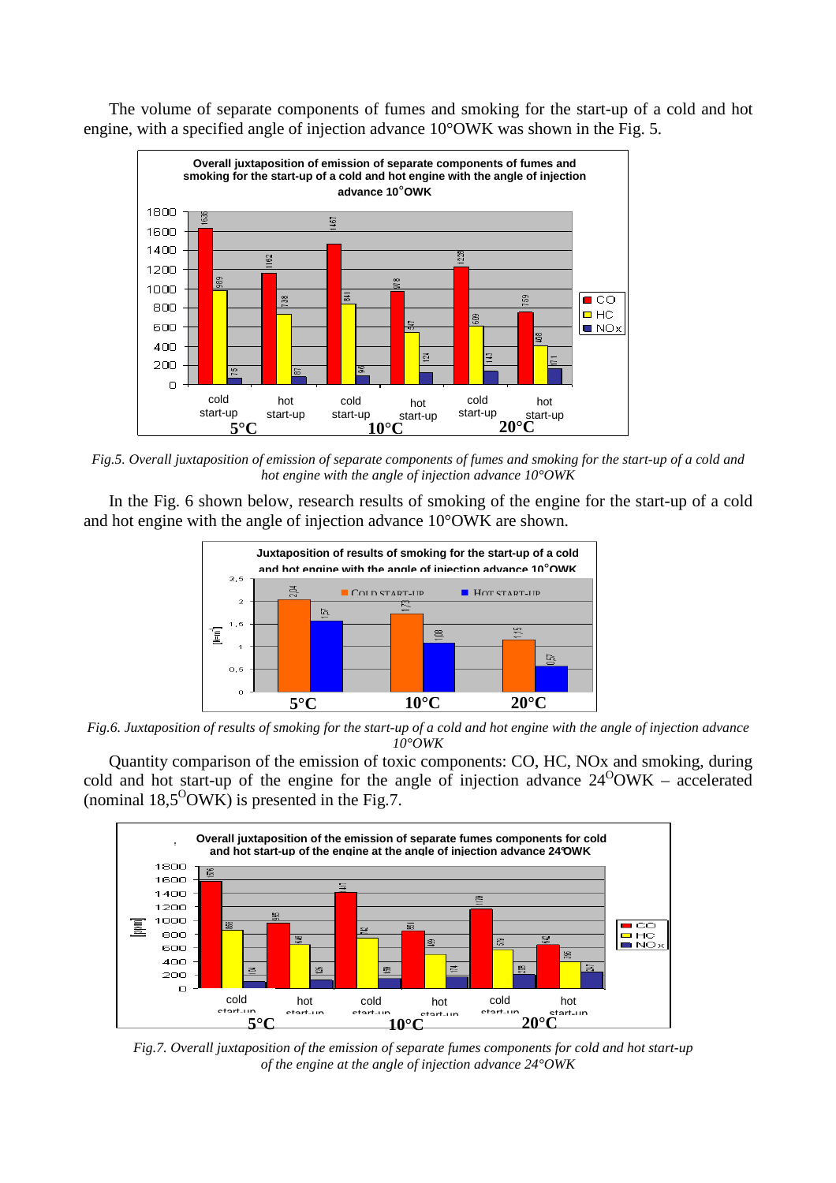The volume of separate components of fumes and smoking for the start-up of a cold and hot engine, with a specified angle of injection advance 10°OWK was shown in the Fig. 5.

*Fig.5. Overall juxtaposition of emission of separate components of fumes and smoking for the start-up of a cold and hot engine with the angle of injection advance 10°OWK*

In the Fig. 6 shown below, research results of smoking of the engine for the start-up of a cold and hot engine with the angle of injection advance 10°OWK are shown.

*Fig.6. Juxtaposition of results of smoking for the start-up of a cold and hot engine with the angle of injection advance 10°OWK*

Quantity comparison of the emission of toxic components: CO, HC, NOx and smoking, during cold and hot start-up of the engine for the angle of injection advance 24$^{O}$OWK – accelerated (nominal 18,5$^{O}$OWK) is presented in the Fig.7.

*Fig.7. Overall juxtaposition of the emission of separate fumes components for cold and hot start-up of the engine at the angle of injection advance 24°OWK*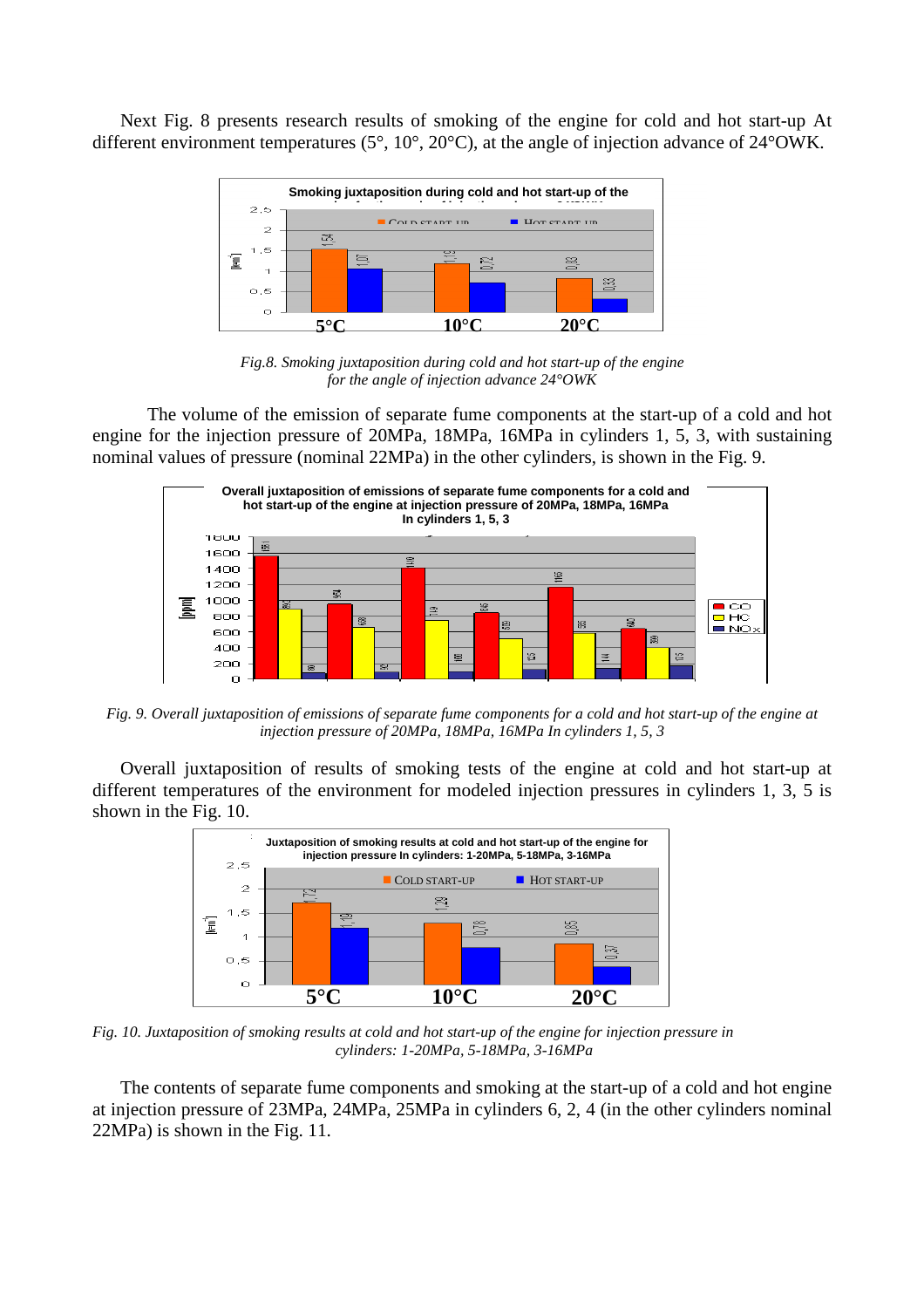Next Fig. 8 presents research results of smoking of the engine for cold and hot start-up At different environment temperatures (5°, 10°, 20°C), at the angle of injection advance of 24°OWK.

*Fig.8. Smoking juxtaposition during cold and hot start-up of the engine for the angle of injection advance 24°OWK*

The volume of the emission of separate fume components at the start-up of a cold and hot engine for the injection pressure of 20MPa, 18MPa, 16MPa in cylinders 1, 5, 3, with sustaining nominal values of pressure (nominal 22MPa) in the other cylinders, is shown in the Fig. 9.

*Fig. 9. Overall juxtaposition of emissions of separate fume components for a cold and hot start-up of the engine at injection pressure of 20MPa, 18MPa, 16MPa In cylinders 1, 5, 3*

Overall juxtaposition of results of smoking tests of the engine at cold and hot start-up at different temperatures of the environment for modeled injection pressures in cylinders 1, 3, 5 is shown in the Fig. 10.

*Fig. 10. Juxtaposition of smoking results at cold and hot start-up of the engine for injection pressure in cylinders: 1-20MPa, 5-18MPa, 3-16MPa*

The contents of separate fume components and smoking at the start-up of a cold and hot engine at injection pressure of 23MPa, 24MPa, 25MPa in cylinders 6, 2, 4 (in the other cylinders nominal 22MPa) is shown in the Fig. 11.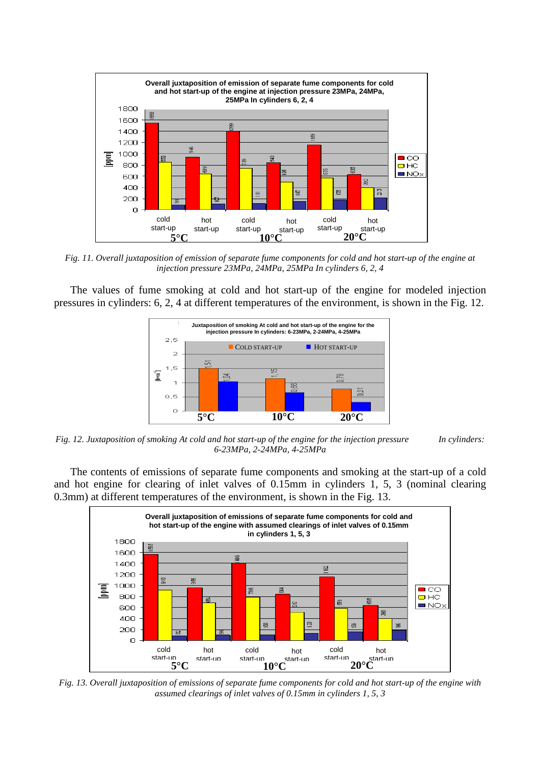Fig. 11. Overall juxtaposition of emission of separate fume components for cold and hot start-up of the engine at injection pressure 23MPa, 24MPa, 25MPa In cylinders 6, 2, 4

The values of fume smoking at cold and hot start-up of the engine for modeled injection pressures in cylinders: 6, 2, 4 at different temperatures of the environment, is shown in the Fig. 12.

Fig. 12. Juxtaposition of smoking At cold and hot start-up of the engine for the injection pressure In cylinders: 6-23MPa, 2-24MPa, 4-25MPa

The contents of emissions of separate fume components and smoking at the start-up of a cold and hot engine for clearing of inlet valves of 0.15mm in cylinders 1, 5, 3 (nominal clearing 0.3mm) at different temperatures of the environment, is shown in the Fig. 13.

Fig. 13. Overall juxtaposition of emissions of separate fume components for cold and hot start-up of the engine with assumed clearings of inlet valves of 0.15mm in cylinders 1, 5, 3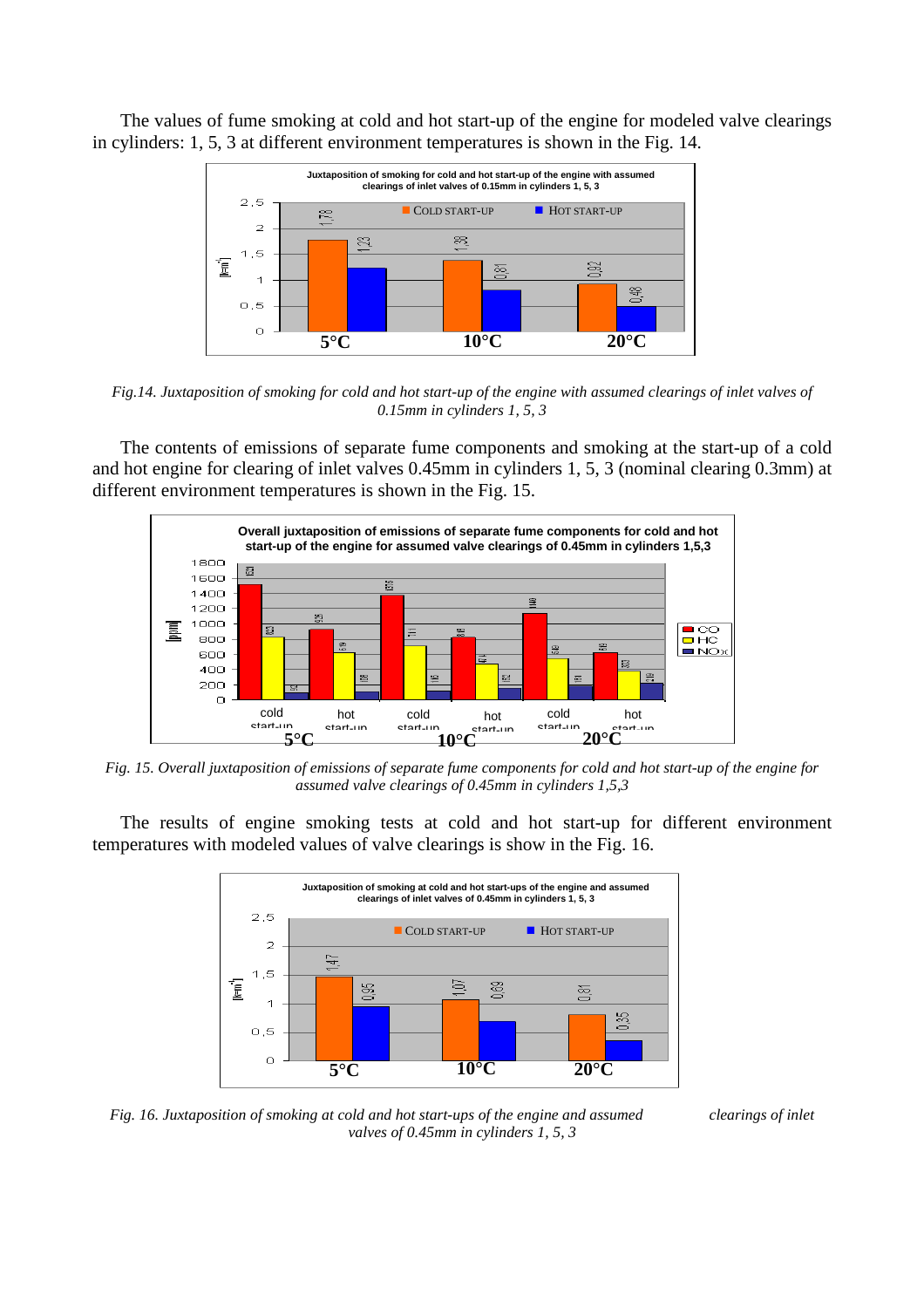The values of fume smoking at cold and hot start-up of the engine for modeled valve clearings in cylinders: 1, 5, 3 at different environment temperatures is shown in the Fig. 14.

*Fig.14. Juxtaposition of smoking for cold and hot start-up of the engine with assumed clearings of inlet valves of 0.15mm in cylinders 1, 5, 3*

The contents of emissions of separate fume components and smoking at the start-up of a cold and hot engine for clearing of inlet valves 0.45mm in cylinders 1, 5, 3 (nominal clearing 0.3mm) at different environment temperatures is shown in the Fig. 15.

*Fig. 15. Overall juxtaposition of emissions of separate fume components for cold and hot start-up of the engine for assumed valve clearings of 0.45mm in cylinders 1,5,3*

The results of engine smoking tests at cold and hot start-up for different environment temperatures with modeled values of valve clearings is show in the Fig. 16.

*Fig. 16. Juxtaposition of smoking at cold and hot start-ups of the engine and assumed clearings of inlet valves of 0.45mm in cylinders 1, 5, 3*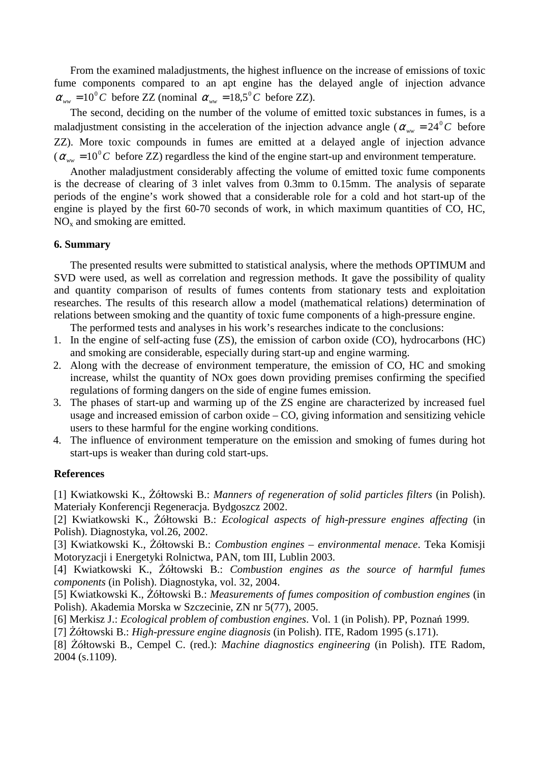From the examined maladjustments, the highest influence on the increase of emissions of toxic fume components compared to an apt engine has the delayed angle of injection advance $\alpha_{ww} = 10^0 C$ before ZZ (nominal $\alpha_{ww} = 18{,}5^0 C$ before ZZ).

The second, deciding on the number of the volume of emitted toxic substances in fumes, is a maladjustment consisting in the acceleration of the injection advance angle ($\alpha_{ww} = 24^0 C$ before ZZ). More toxic compounds in fumes are emitted at a delayed angle of injection advance ($\alpha_{ww} = 10^0 C$ before ZZ) regardless the kind of the engine start-up and environment temperature.

Another maladjustment considerably affecting the volume of emitted toxic fume components is the decrease of clearing of 3 inlet valves from 0.3mm to 0.15mm. The analysis of separate periods of the engine's work showed that a considerable role for a cold and hot start-up of the engine is played by the first 60-70 seconds of work, in which maximum quantities of CO, HC, $NO_x$ and smoking are emitted.

### 6. Summary

The presented results were submitted to statistical analysis, where the methods OPTIMUM and SVD were used, as well as correlation and regression methods. It gave the possibility of quality and quantity comparison of results of fumes contents from stationary tests and exploitation researches. The results of this research allow a model (mathematical relations) determination of relations between smoking and the quantity of toxic fume components of a high-pressure engine.

The performed tests and analyses in his work's researches indicate to the conclusions:

1. In the engine of self-acting fuse (ZS), the emission of carbon oxide (CO), hydrocarbons (HC) and smoking are considerable, especially during start-up and engine warming.
2. Along with the decrease of environment temperature, the emission of CO, HC and smoking increase, whilst the quantity of NOx goes down providing premises confirming the specified regulations of forming dangers on the side of engine fumes emission.
3. The phases of start-up and warming up of the ZS engine are characterized by increased fuel usage and increased emission of carbon oxide – CO, giving information and sensitizing vehicle users to these harmful for the engine working conditions.
4. The influence of environment temperature on the emission and smoking of fumes during hot start-ups is weaker than during cold start-ups.

### References

[1] Kwiatkowski K., Żółtowski B.: *Manners of regeneration of solid particles filters* (in Polish). Materiały Konferencji Regeneracja. Bydgoszcz 2002.

[2] Kwiatkowski K., Żółtowski B.: *Ecological aspects of high-pressure engines affecting* (in Polish). Diagnostyka, vol.26, 2002.

[3] Kwiatkowski K., Żółtowski B.: *Combustion engines – environmental menace*. Teka Komisji Motoryzacji i Energetyki Rolnictwa, PAN, tom III, Lublin 2003.

[4] Kwiatkowski K., Żółtowski B.: *Combustion engines as the source of harmful fumes components* (in Polish). Diagnostyka, vol. 32, 2004.

[5] Kwiatkowski K., Żółtowski B.: *Measurements of fumes composition of combustion engines* (in Polish). Akademia Morska w Szczecinie, ZN nr 5(77), 2005.

[6] Merkisz J.: *Ecological problem of combustion engines*. Vol. 1 (in Polish). PP, Poznań 1999.

[7] Żółtowski B.: *High-pressure engine diagnosis* (in Polish). ITE, Radom 1995 (s.171).

[8] Żółtowski B., Cempel C. (red.): *Machine diagnostics engineering* (in Polish). ITE Radom, 2004 (s.1109).